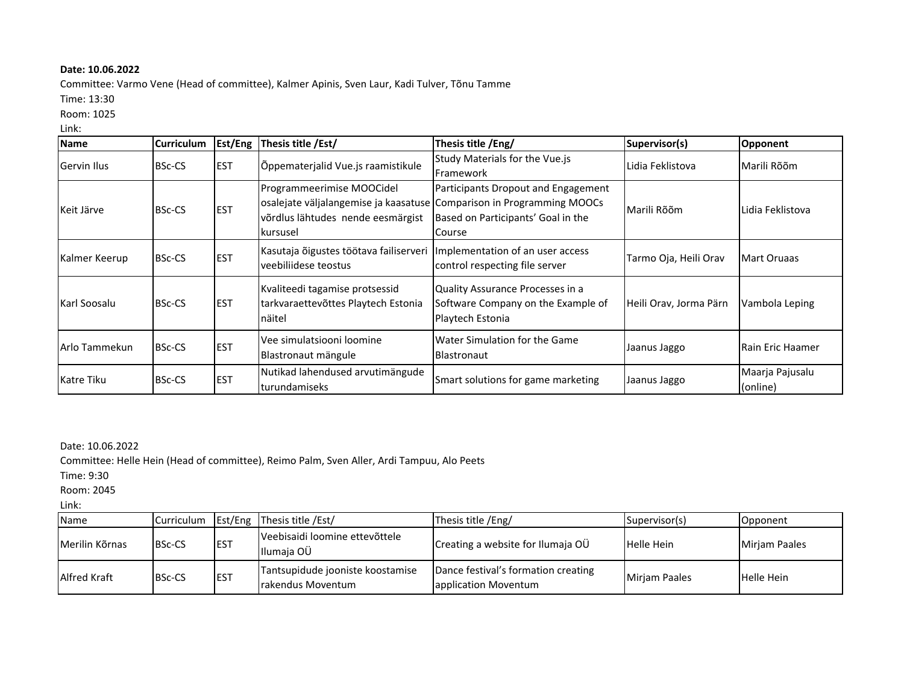**Date: 10.06.2022**

Committee: Varmo Vene (Head of committee), Kalmer Apinis, Sven Laur, Kadi Tulver, Tõnu Tamme

Time: 13:30

Room: 1025

Link:

| **Name** | **Curriculum** | **Est/Eng** | **Thesis title /Est/** | **Thesis title /Eng/** | **Supervisor(s)** | **Opponent** |
|---|---|---|---|---|---|---|
| Gervin Ilus | BSc-CS | EST | Õppematerjalid Vue.js raamistikule | Study Materials for the Vue.js Framework | Lidia Feklistova | Marili Rõõm |
| Keit Järve | BSc-CS | EST | Programmeerimise MOOCidel osalejate väljalangemise ja kaasatuse võrdlus lähtudes nende eesmärgist kursusel | Participants Dropout and Engagement Comparison in Programming MOOCs Based on Participants' Goal in the Course | Marili Rõõm | Lidia Feklistova |
| Kalmer Keerup | BSc-CS | EST | Kasutaja õigustes töötava failiserveri veebiliidese teostus | Implementation of an user access control respecting file server | Tarmo Oja, Heili Orav | Mart Oruaas |
| Karl Soosalu | BSc-CS | EST | Kvaliteedi tagamise protsessid tarkvaraettevõttes Playtech Estonia näitel | Quality Assurance Processes in a Software Company on the Example of Playtech Estonia | Heili Orav, Jorma Pärn | Vambola Leping |
| Arlo Tammekun | BSc-CS | EST | Vee simulatsiooni loomine Blastronaut mängule | Water Simulation for the Game Blastronaut | Jaanus Jaggo | Rain Eric Haamer |
| Katre Tiku | BSc-CS | EST | Nutikad lahendused arvutimängude turundamiseks | Smart solutions for game marketing | Jaanus Jaggo | Maarja Pajusalu (online) |

Date: 10.06.2022

Committee: Helle Hein (Head of committee), Reimo Palm, Sven Aller, Ardi Tampuu, Alo Peets

Time: 9:30

Room: 2045

Link:

| Name | Curriculum | Est/Eng | Thesis title /Est/ | Thesis title /Eng/ | Supervisor(s) | Opponent |
|---|---|---|---|---|---|---|
| Merilin Kõrnas | BSc-CS | EST | Veebisaidi loomine ettevõttele Ilumaja OÜ | Creating a website for Ilumaja OÜ | Helle Hein | Mirjam Paales |
| Alfred Kraft | BSc-CS | EST | Tantsupidude jooniste koostamise rakendus Moventum | Dance festival's formation creating application Moventum | Mirjam Paales | Helle Hein |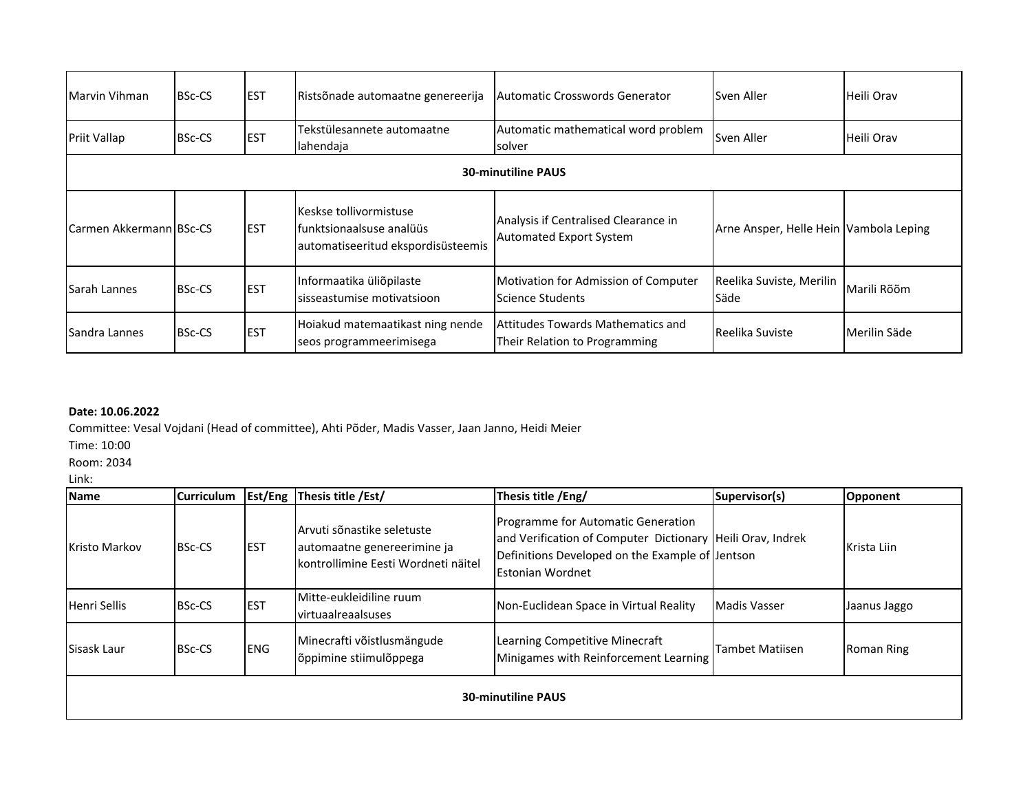| | | | | | | |
|---|---|---|---|---|---|---|
| Marvin Vihman | BSc-CS | EST | Ristsõnade automaatne genereerija | Automatic Crosswords Generator | Sven Aller | Heili Orav |
| Priit Vallap | BSc-CS | EST | Tekstülesannete automaatne lahendaja | Automatic mathematical word problem solver | Sven Aller | Heili Orav |
| **30-minutiline PAUS** | | | | | | |
| Carmen Akkermann | BSc-CS | EST | Keskse tollivormistuse funktsionaalsuse analüüs automatiseeritud ekspordisüsteemis | Analysis if Centralised Clearance in Automated Export System | Arne Ansper, Helle Hein | Vambola Leping |
| Sarah Lannes | BSc-CS | EST | Informaatika üliõpilaste sisseastumise motivatsioon | Motivation for Admission of Computer Science Students | Reelika Suviste, Merilin Säde | Marili Rõõm |
| Sandra Lannes | BSc-CS | EST | Hoiakud matemaatikast ning nende seos programmeerimisega | Attitudes Towards Mathematics and Their Relation to Programming | Reelika Suviste | Merilin Säde |

**Date: 10.06.2022**

Committee: Vesal Vojdani (Head of committee), Ahti Põder, Madis Vasser, Jaan Janno, Heidi Meier

Time: 10:00

Room: 2034

Link:

| Name | Curriculum | Est/Eng | Thesis title /Est/ | Thesis title /Eng/ | Supervisor(s) | Opponent |
|---|---|---|---|---|---|---|
| Kristo Markov | BSc-CS | EST | Arvuti sõnastike seletuste automaatne genereerimine ja kontrollimine Eesti Wordneti näitel | Programme for Automatic Generation and Verification of Computer Dictionary Definitions Developed on the Example of Estonian Wordnet | Heili Orav, Indrek Jentson | Krista Liin |
| Henri Sellis | BSc-CS | EST | Mitte-eukleidiline ruum virtuaalreaalsuses | Non-Euclidean Space in Virtual Reality | Madis Vasser | Jaanus Jaggo |
| Sisask Laur | BSc-CS | ENG | Minecrafti võistlusmängude õppimine stiimulõppega | Learning Competitive Minecraft Minigames with Reinforcement Learning | Tambet Matiisen | Roman Ring |
| **30-minutiline PAUS** | | | | | | |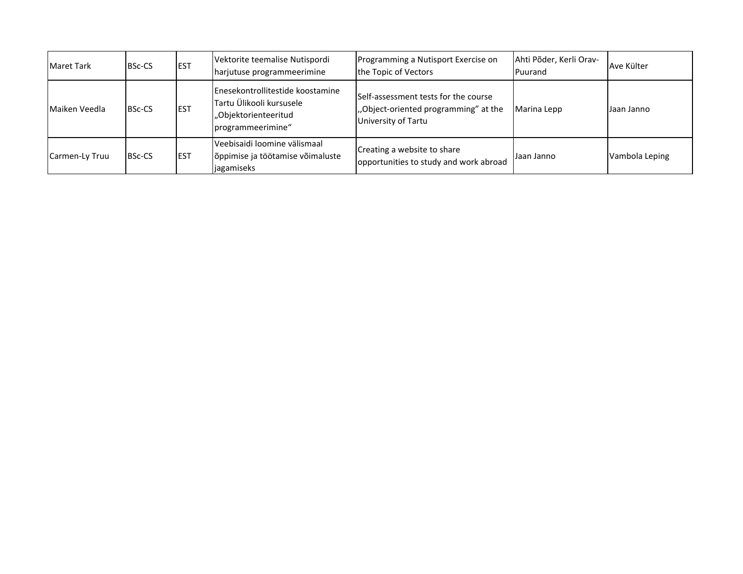| | | | | | | |
|---|---|---|---|---|---|---|
| Maret Tark | BSc-CS | EST | Vektorite teemalise Nutispordi harjutuse programmeerimine | Programming a Nutisport Exercise on the Topic of Vectors | Ahti Põder, Kerli Orav-Puurand | Ave Külter |
| Maiken Veedla | BSc-CS | EST | Enesekontrollitestide koostamine Tartu Ülikooli kursusele „Objektorienteeritud programmeerimine“ | Self-assessment tests for the course ,,Object-oriented programming” at the University of Tartu | Marina Lepp | Jaan Janno |
| Carmen-Ly Truu | BSc-CS | EST | Veebisaidi loomine välismaal õppimise ja töötamise võimaluste jagamiseks | Creating a website to share opportunities to study and work abroad | Jaan Janno | Vambola Leping |